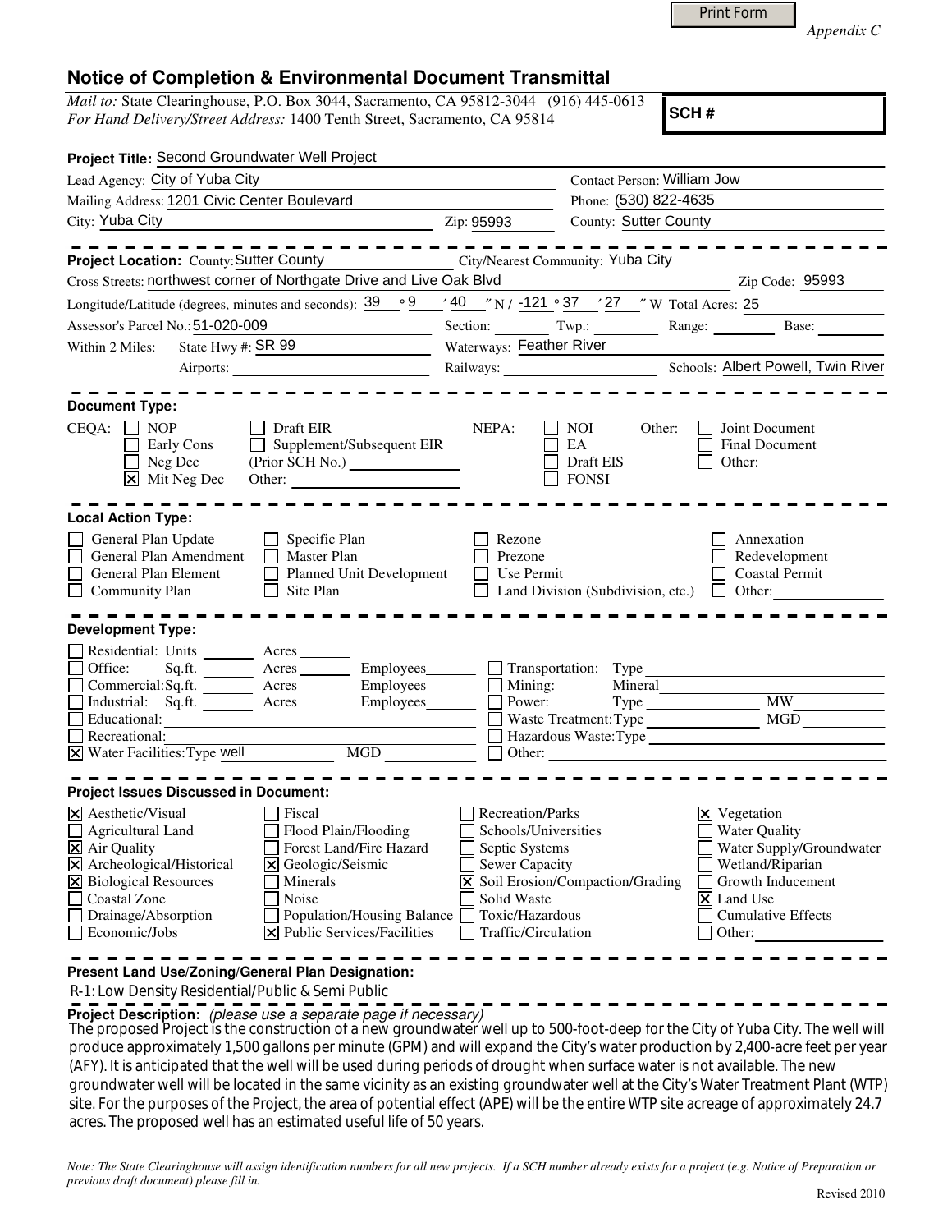Print Form

*Appendix C*

# Notice of Completion & Environmental Document Transmittal

*Mail to:* State Clearinghouse, P.O. Box 3044, Sacramento, CA 95812-3044 (916) 445-0613
*For Hand Delivery/Street Address:* 1400 Tenth Street, Sacramento, CA 95814

**SCH #**

**Project Title:** Second Groundwater Well Project

Lead Agency: City of Yuba City
Contact Person: William Jow
Mailing Address: 1201 Civic Center Boulevard
Phone: (530) 822-4635
City: Yuba City
Zip: 95993
County: Sutter County

---

**Project Location:** County: Sutter County
City/Nearest Community: Yuba City
Cross Streets: northwest corner of Northgate Drive and Live Oak Blvd
Zip Code: 95993
Longitude/Latitude (degrees, minutes and seconds): 39 ° 9 ′ 40 ″ N / -121 ° 37 ′ 27 ″ W Total Acres: 25
Assessor's Parcel No.: 51-020-009
Section: Twp.: Range: Base:
Within 2 Miles: State Hwy #: SR 99
Waterways: Feather River
Airports:
Railways:
Schools: Albert Powell, Twin River

---

**Document Type:**

CEQA:
- [ ] NOP
- [ ] Early Cons
- [ ] Neg Dec
- [x] Mit Neg Dec
- [ ] Draft EIR
- [ ] Supplement/Subsequent EIR (Prior SCH No.)
- Other:

NEPA:
- [ ] NOI
- [ ] EA
- [ ] Draft EIS
- [ ] FONSI

Other:
- [ ] Joint Document
- [ ] Final Document
- [ ] Other:

---

**Local Action Type:**

- [ ] General Plan Update
- [ ] General Plan Amendment
- [ ] General Plan Element
- [ ] Community Plan
- [ ] Specific Plan
- [ ] Master Plan
- [ ] Planned Unit Development
- [ ] Site Plan
- [ ] Rezone
- [ ] Prezone
- [ ] Use Permit
- [ ] Land Division (Subdivision, etc.)
- [ ] Annexation
- [ ] Redevelopment
- [ ] Coastal Permit
- [ ] Other:

---

**Development Type:**

- [ ] Residential: Units Acres
- [ ] Office: Sq.ft. Acres Employees
- [ ] Commercial: Sq.ft. Acres Employees
- [ ] Industrial: Sq.ft. Acres Employees
- [ ] Educational:
- [ ] Recreational:
- [x] Water Facilities: Type well MGD
- [ ] Transportation: Type
- [ ] Mining: Mineral
- [ ] Power: Type MW
- [ ] Waste Treatment: Type MGD
- [ ] Hazardous Waste: Type
- [ ] Other:

---

**Project Issues Discussed in Document:**

- [x] Aesthetic/Visual
- [ ] Agricultural Land
- [x] Air Quality
- [x] Archeological/Historical
- [x] Biological Resources
- [ ] Coastal Zone
- [ ] Drainage/Absorption
- [ ] Economic/Jobs
- [ ] Fiscal
- [ ] Flood Plain/Flooding
- [ ] Forest Land/Fire Hazard
- [x] Geologic/Seismic
- [ ] Minerals
- [ ] Noise
- [ ] Population/Housing Balance
- [x] Public Services/Facilities
- [ ] Recreation/Parks
- [ ] Schools/Universities
- [ ] Septic Systems
- [ ] Sewer Capacity
- [x] Soil Erosion/Compaction/Grading
- [ ] Solid Waste
- [ ] Toxic/Hazardous
- [ ] Traffic/Circulation
- [x] Vegetation
- [ ] Water Quality
- [ ] Water Supply/Groundwater
- [ ] Wetland/Riparian
- [ ] Growth Inducement
- [x] Land Use
- [ ] Cumulative Effects
- [ ] Other:

---

**Present Land Use/Zoning/General Plan Designation:**

R-1: Low Density Residential/Public & Semi Public

**Project Description:** *(please use a separate page if necessary)*

The proposed Project is the construction of a new groundwater well up to 500-foot-deep for the City of Yuba City. The well will produce approximately 1,500 gallons per minute (GPM) and will expand the City's water production by 2,400-acre feet per year (AFY). It is anticipated that the well will be used during periods of drought when surface water is not available. The new groundwater well will be located in the same vicinity as an existing groundwater well at the City's Water Treatment Plant (WTP) site. For the purposes of the Project, the area of potential effect (APE) will be the entire WTP site acreage of approximately 24.7 acres. The proposed well has an estimated useful life of 50 years.

*Note: The State Clearinghouse will assign identification numbers for all new projects. If a SCH number already exists for a project (e.g. Notice of Preparation or previous draft document) please fill in.*

Revised 2010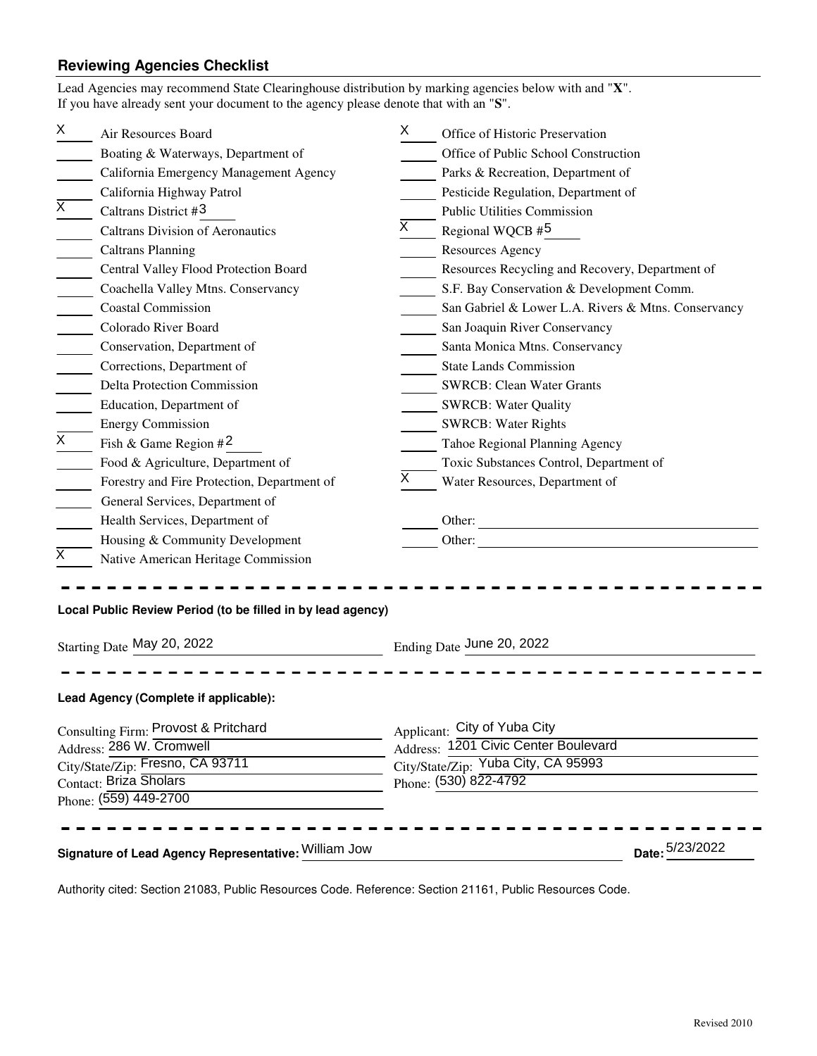## Reviewing Agencies Checklist

Lead Agencies may recommend State Clearinghouse distribution by marking agencies below with and "**X**".
If you have already sent your document to the agency please denote that with an "**S**".

| | | | |
|---|---|---|---|
| X | Air Resources Board | X | Office of Historic Preservation |
| | Boating & Waterways, Department of | | Office of Public School Construction |
| | California Emergency Management Agency | | Parks & Recreation, Department of |
| | California Highway Patrol | | Pesticide Regulation, Department of |
| X | Caltrans District # 3 | | Public Utilities Commission |
| | Caltrans Division of Aeronautics | X | Regional WQCB # 5 |
| | Caltrans Planning | | Resources Agency |
| | Central Valley Flood Protection Board | | Resources Recycling and Recovery, Department of |
| | Coachella Valley Mtns. Conservancy | | S.F. Bay Conservation & Development Comm. |
| | Coastal Commission | | San Gabriel & Lower L.A. Rivers & Mtns. Conservancy |
| | Colorado River Board | | San Joaquin River Conservancy |
| | Conservation, Department of | | Santa Monica Mtns. Conservancy |
| | Corrections, Department of | | State Lands Commission |
| | Delta Protection Commission | | SWRCB: Clean Water Grants |
| | Education, Department of | | SWRCB: Water Quality |
| | Energy Commission | | SWRCB: Water Rights |
| X | Fish & Game Region # 2 | | Tahoe Regional Planning Agency |
| | Food & Agriculture, Department of | | Toxic Substances Control, Department of |
| | Forestry and Fire Protection, Department of | X | Water Resources, Department of |
| | General Services, Department of | | |
| | Health Services, Department of | | Other: |
| | Housing & Community Development | | Other: |
| X | Native American Heritage Commission | | |

---

**Local Public Review Period (to be filled in by lead agency)**

Starting Date May 20, 2022 | Ending Date June 20, 2022

---

**Lead Agency (Complete if applicable):**

Consulting Firm: Provost & Pritchard
Address: 286 W. Cromwell
City/State/Zip: Fresno, CA 93711
Contact: Briza Sholars
Phone: (559) 449-2700

Applicant: City of Yuba City
Address: 1201 Civic Center Boulevard
City/State/Zip: Yuba City, CA 95993
Phone: (530) 822-4792

---

**Signature of Lead Agency Representative:** William Jow **Date:** 5/23/2022

Authority cited: Section 21083, Public Resources Code. Reference: Section 21161, Public Resources Code.

Revised 2010